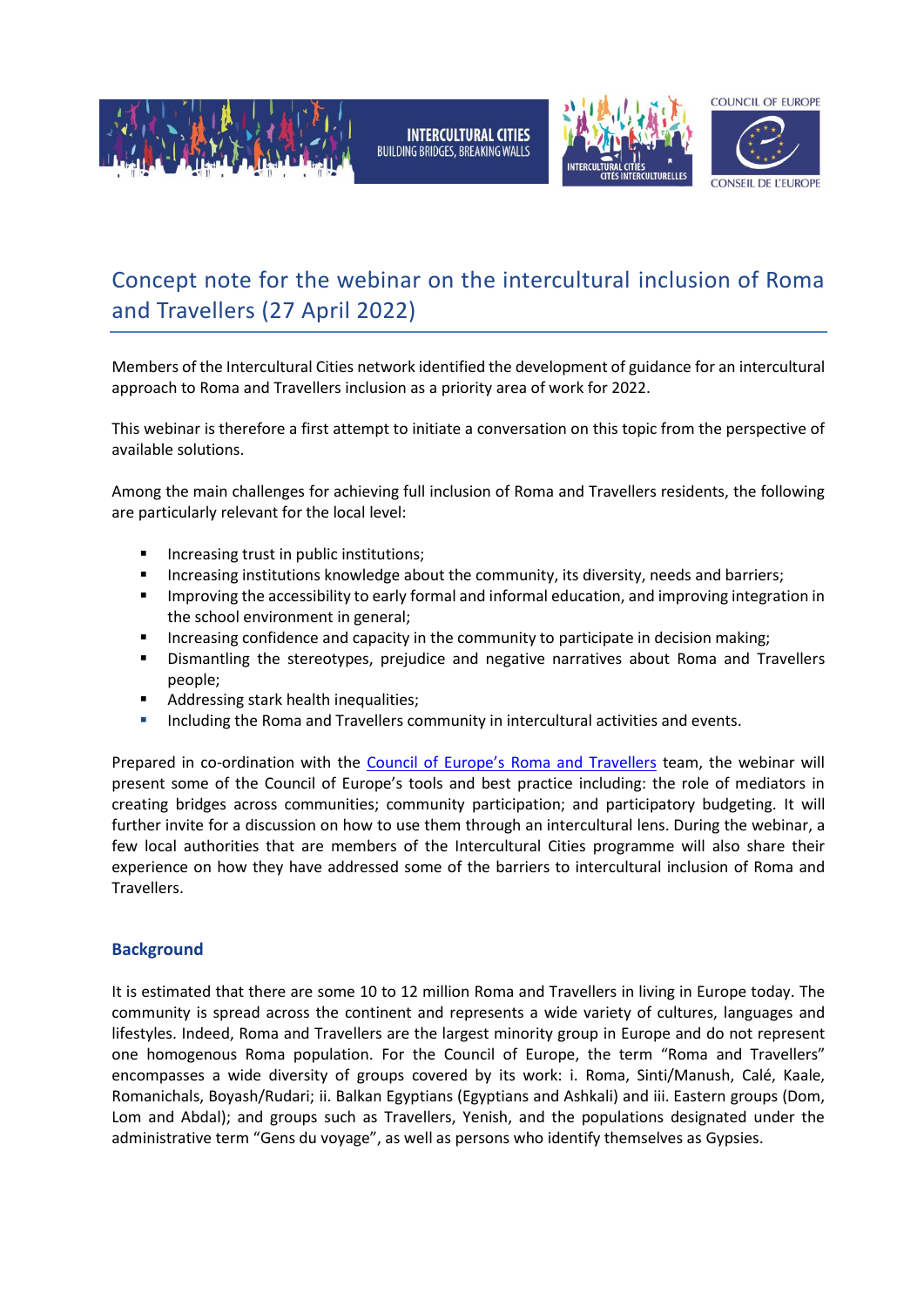# Concept note for the webinar on the intercultural inclusion of Roma and Travellers (27 April 2022)

Members of the Intercultural Cities network identified the development of guidance for an intercultural approach to Roma and Travellers inclusion as a priority area of work for 2022.

This webinar is therefore a first attempt to initiate a conversation on this topic from the perspective of available solutions.

Among the main challenges for achieving full inclusion of Roma and Travellers residents, the following are particularly relevant for the local level:

- Increasing trust in public institutions;
- Increasing institutions knowledge about the community, its diversity, needs and barriers;
- Improving the accessibility to early formal and informal education, and improving integration in the school environment in general;
- Increasing confidence and capacity in the community to participate in decision making;
- Dismantling the stereotypes, prejudice and negative narratives about Roma and Travellers people;
- Addressing stark health inequalities;
- Including the Roma and Travellers community in intercultural activities and events.

Prepared in co-ordination with the Council of Europe's Roma and Travellers team, the webinar will present some of the Council of Europe's tools and best practice including: the role of mediators in creating bridges across communities; community participation; and participatory budgeting. It will further invite for a discussion on how to use them through an intercultural lens. During the webinar, a few local authorities that are members of the Intercultural Cities programme will also share their experience on how they have addressed some of the barriers to intercultural inclusion of Roma and Travellers.

## Background

It is estimated that there are some 10 to 12 million Roma and Travellers in living in Europe today. The community is spread across the continent and represents a wide variety of cultures, languages and lifestyles. Indeed, Roma and Travellers are the largest minority group in Europe and do not represent one homogenous Roma population. For the Council of Europe, the term "Roma and Travellers" encompasses a wide diversity of groups covered by its work: i. Roma, Sinti/Manush, Calé, Kaale, Romanichals, Boyash/Rudari; ii. Balkan Egyptians (Egyptians and Ashkali) and iii. Eastern groups (Dom, Lom and Abdal); and groups such as Travellers, Yenish, and the populations designated under the administrative term "Gens du voyage", as well as persons who identify themselves as Gypsies.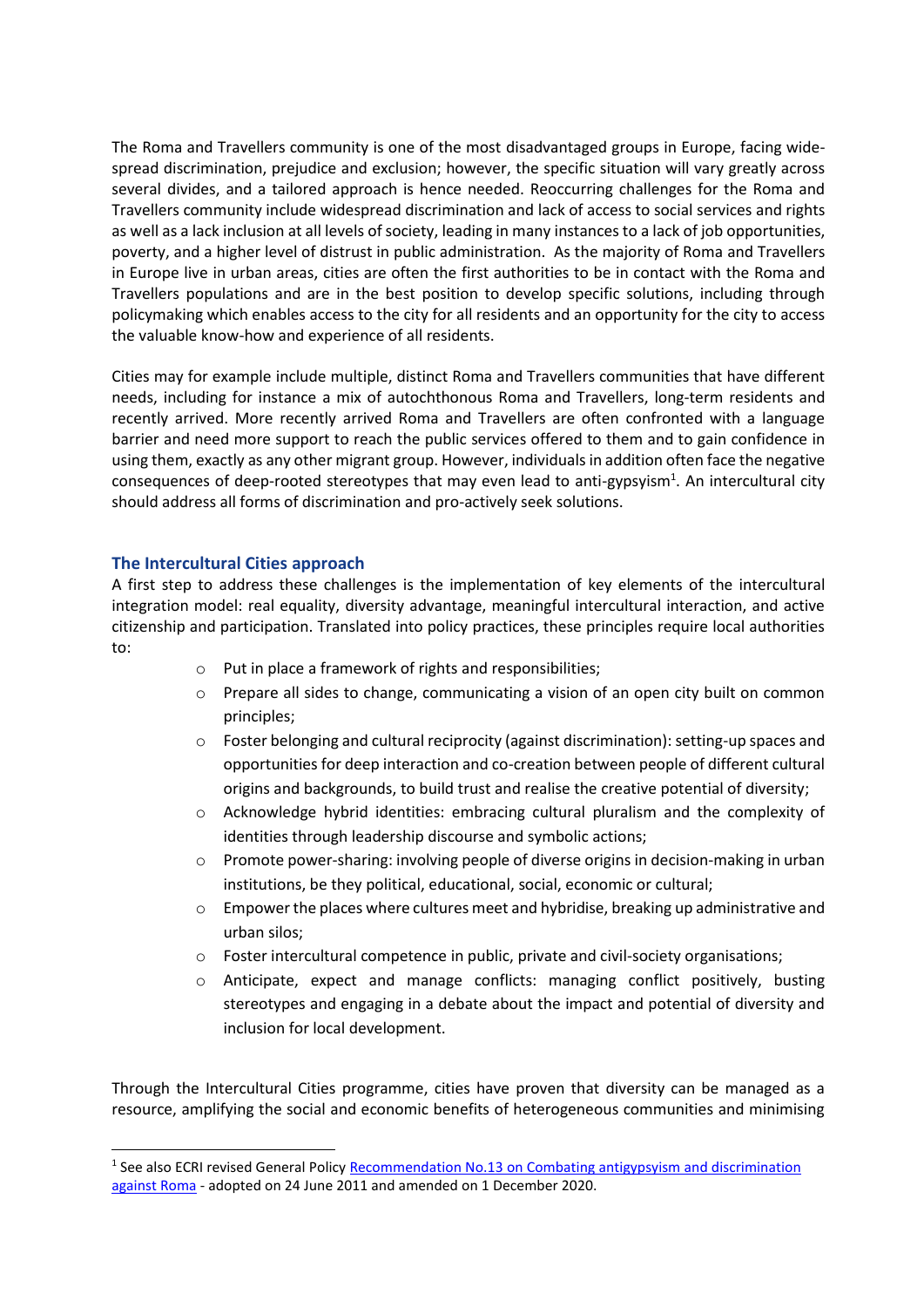The Roma and Travellers community is one of the most disadvantaged groups in Europe, facing wide-spread discrimination, prejudice and exclusion; however, the specific situation will vary greatly across several divides, and a tailored approach is hence needed. Reoccurring challenges for the Roma and Travellers community include widespread discrimination and lack of access to social services and rights as well as a lack inclusion at all levels of society, leading in many instances to a lack of job opportunities, poverty, and a higher level of distrust in public administration. As the majority of Roma and Travellers in Europe live in urban areas, cities are often the first authorities to be in contact with the Roma and Travellers populations and are in the best position to develop specific solutions, including through policymaking which enables access to the city for all residents and an opportunity for the city to access the valuable know-how and experience of all residents.

Cities may for example include multiple, distinct Roma and Travellers communities that have different needs, including for instance a mix of autochthonous Roma and Travellers, long-term residents and recently arrived. More recently arrived Roma and Travellers are often confronted with a language barrier and need more support to reach the public services offered to them and to gain confidence in using them, exactly as any other migrant group. However, individuals in addition often face the negative consequences of deep-rooted stereotypes that may even lead to anti-gypsyism[1]. An intercultural city should address all forms of discrimination and pro-actively seek solutions.

## The Intercultural Cities approach

A first step to address these challenges is the implementation of key elements of the intercultural integration model: real equality, diversity advantage, meaningful intercultural interaction, and active citizenship and participation. Translated into policy practices, these principles require local authorities to:

- Put in place a framework of rights and responsibilities;
- Prepare all sides to change, communicating a vision of an open city built on common principles;
- Foster belonging and cultural reciprocity (against discrimination): setting-up spaces and opportunities for deep interaction and co-creation between people of different cultural origins and backgrounds, to build trust and realise the creative potential of diversity;
- Acknowledge hybrid identities: embracing cultural pluralism and the complexity of identities through leadership discourse and symbolic actions;
- Promote power-sharing: involving people of diverse origins in decision-making in urban institutions, be they political, educational, social, economic or cultural;
- Empower the places where cultures meet and hybridise, breaking up administrative and urban silos;
- Foster intercultural competence in public, private and civil-society organisations;
- Anticipate, expect and manage conflicts: managing conflict positively, busting stereotypes and engaging in a debate about the impact and potential of diversity and inclusion for local development.

Through the Intercultural Cities programme, cities have proven that diversity can be managed as a resource, amplifying the social and economic benefits of heterogeneous communities and minimising

[1] See also ECRI revised General Policy Recommendation No.13 on Combating antigypsyism and discrimination against Roma - adopted on 24 June 2011 and amended on 1 December 2020.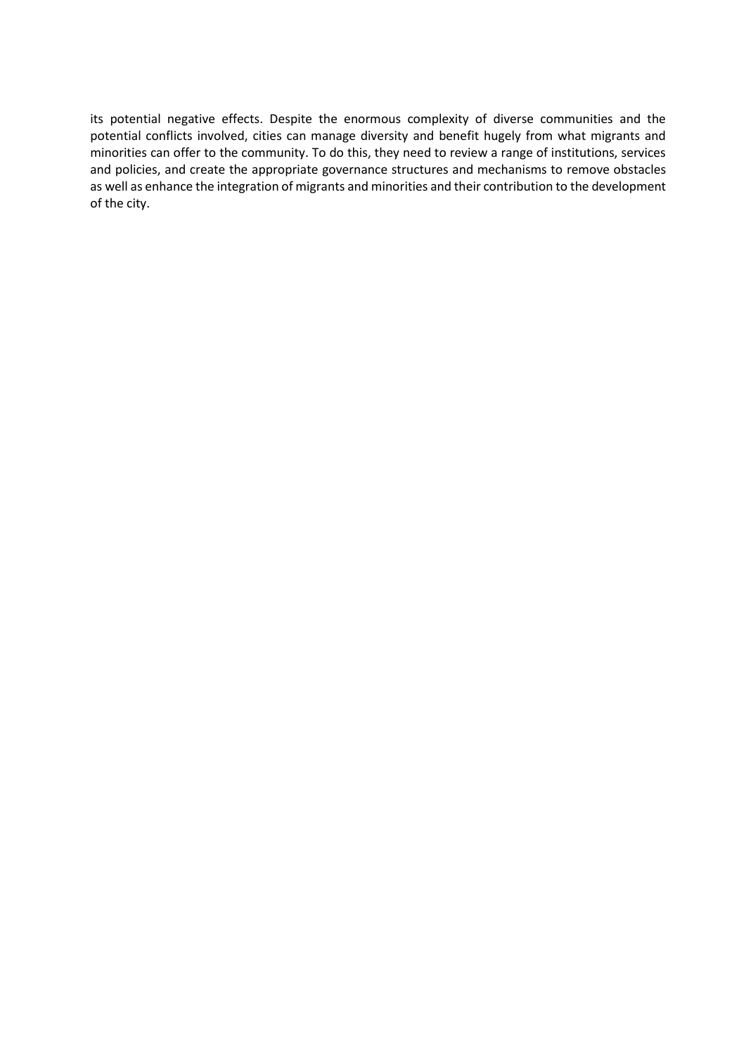its potential negative effects. Despite the enormous complexity of diverse communities and the potential conflicts involved, cities can manage diversity and benefit hugely from what migrants and minorities can offer to the community. To do this, they need to review a range of institutions, services and policies, and create the appropriate governance structures and mechanisms to remove obstacles as well as enhance the integration of migrants and minorities and their contribution to the development of the city.